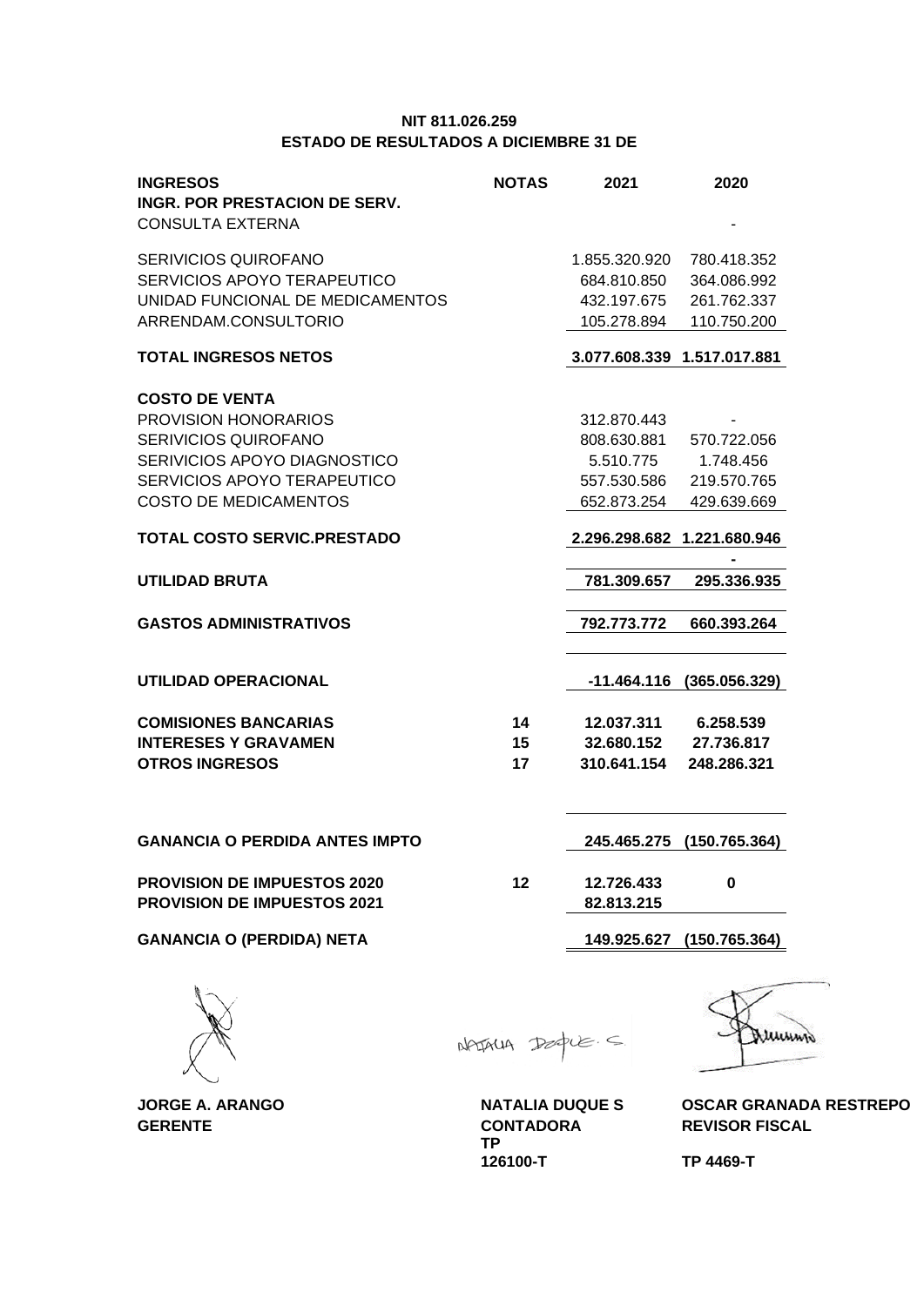**NIT 811.026.259**

**ESTADO DE RESULTADOS A DICIEMBRE 31 DE**

| **INGRESOS** | **NOTAS** | **2021** | **2020** |
|---|---|---|---|
| **INGR. POR PRESTACION DE SERV.** | | | |
| CONSULTA EXTERNA | | | - |
| SERIVICIOS QUIROFANO | | 1.855.320.920 | 780.418.352 |
| SERVICIOS APOYO TERAPEUTICO | | 684.810.850 | 364.086.992 |
| UNIDAD FUNCIONAL DE MEDICAMENTOS | | 432.197.675 | 261.762.337 |
| ARRENDAM.CONSULTORIO | | 105.278.894 | 110.750.200 |
| **TOTAL INGRESOS NETOS** | | **3.077.608.339** | **1.517.017.881** |
| **COSTO DE VENTA** | | | |
| PROVISION HONORARIOS | | 312.870.443 | - |
| SERIVICIOS QUIROFANO | | 808.630.881 | 570.722.056 |
| SERIVICIOS APOYO DIAGNOSTICO | | 5.510.775 | 1.748.456 |
| SERVICIOS APOYO TERAPEUTICO | | 557.530.586 | 219.570.765 |
| COSTO DE MEDICAMENTOS | | 652.873.254 | 429.639.669 |
| **TOTAL COSTO SERVIC.PRESTADO** | | **2.296.298.682** | **1.221.680.946** |
| | | | **-** |
| **UTILIDAD BRUTA** | | **781.309.657** | **295.336.935** |
| **GASTOS ADMINISTRATIVOS** | | **792.773.772** | **660.393.264** |
| **UTILIDAD OPERACIONAL** | | **-11.464.116** | **(365.056.329)** |
| **COMISIONES BANCARIAS** | **14** | **12.037.311** | **6.258.539** |
| **INTERESES Y GRAVAMEN** | **15** | **32.680.152** | **27.736.817** |
| **OTROS INGRESOS** | **17** | **310.641.154** | **248.286.321** |
| **GANANCIA O PERDIDA ANTES IMPTO** | | **245.465.275** | **(150.765.364)** |
| **PROVISION DE IMPUESTOS 2020** | **12** | **12.726.433** | **0** |
| **PROVISION DE IMPUESTOS 2021** | | **82.813.215** | |
| **GANANCIA O (PERDIDA) NETA** | | **149.925.627** | **(150.765.364)** |

NATALIA DUQUE. S

| **JORGE A. ARANGO** | **NATALIA DUQUE S** | **OSCAR GRANADA RESTREPO** |
|---|---|---|
| **GERENTE** | **CONTADORA** | **REVISOR FISCAL** |
| | **TP 126100-T** | **TP 4469-T** |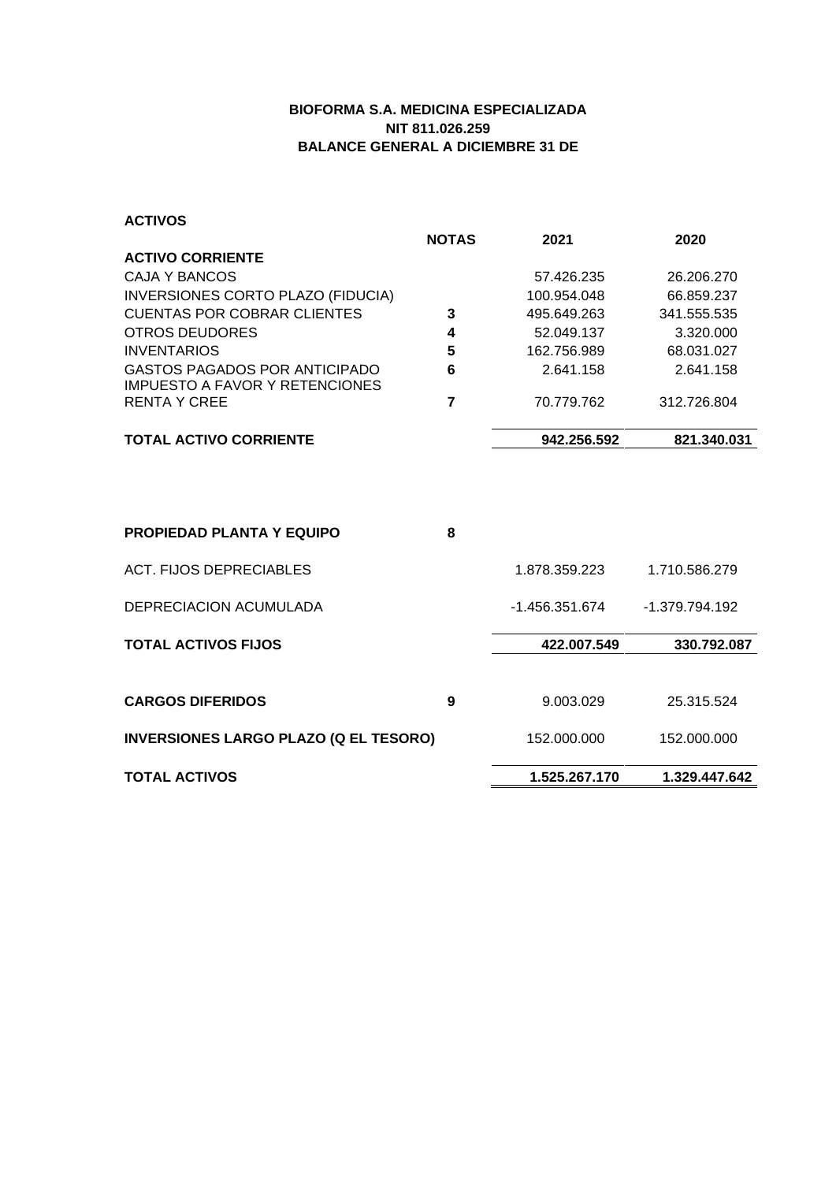**BIOFORMA S.A. MEDICINA ESPECIALIZADA**
**NIT 811.026.259**
**BALANCE GENERAL A DICIEMBRE 31 DE**

**ACTIVOS**

| | NOTAS | 2021 | 2020 |
|---|---|---|---|
| **ACTIVO CORRIENTE** | | | |
| CAJA Y BANCOS | | 57.426.235 | 26.206.270 |
| INVERSIONES CORTO PLAZO (FIDUCIA) | | 100.954.048 | 66.859.237 |
| CUENTAS POR COBRAR CLIENTES | 3 | 495.649.263 | 341.555.535 |
| OTROS DEUDORES | 4 | 52.049.137 | 3.320.000 |
| INVENTARIOS | 5 | 162.756.989 | 68.031.027 |
| GASTOS PAGADOS POR ANTICIPADO | 6 | 2.641.158 | 2.641.158 |
| IMPUESTO A FAVOR Y RETENCIONES RENTA Y CREE | 7 | 70.779.762 | 312.726.804 |
| **TOTAL ACTIVO CORRIENTE** | | **942.256.592** | **821.340.031** |
| | | | |
| **PROPIEDAD PLANTA Y EQUIPO** | 8 | | |
| ACT. FIJOS DEPRECIABLES | | 1.878.359.223 | 1.710.586.279 |
| DEPRECIACION ACUMULADA | | -1.456.351.674 | -1.379.794.192 |
| **TOTAL ACTIVOS FIJOS** | | **422.007.549** | **330.792.087** |
| | | | |
| **CARGOS DIFERIDOS** | 9 | 9.003.029 | 25.315.524 |
| **INVERSIONES LARGO PLAZO (Q EL TESORO)** | | 152.000.000 | 152.000.000 |
| **TOTAL ACTIVOS** | | **1.525.267.170** | **1.329.447.642** |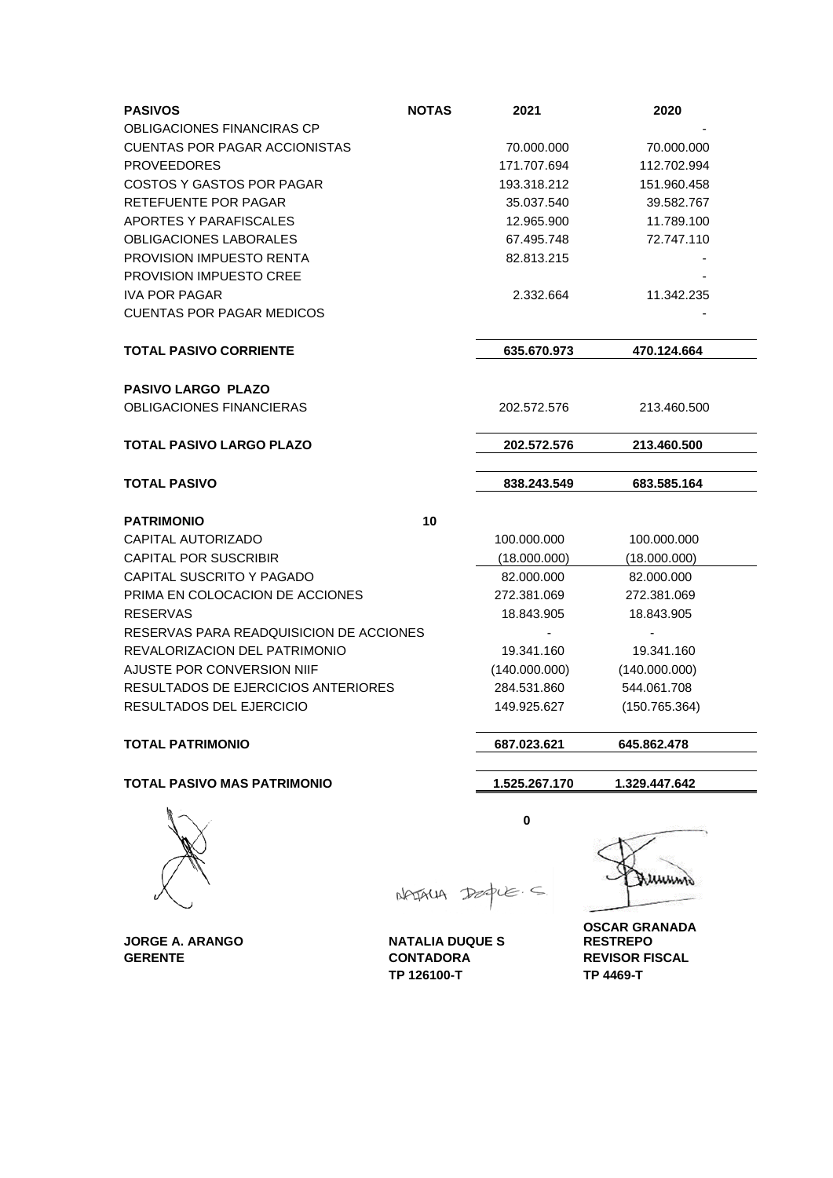| PASIVOS | NOTAS | 2021 | 2020 |
|---|---|---|---|
| OBLIGACIONES FINANCIRAS CP | | | - |
| CUENTAS POR PAGAR ACCIONISTAS | | 70.000.000 | 70.000.000 |
| PROVEEDORES | | 171.707.694 | 112.702.994 |
| COSTOS Y GASTOS POR PAGAR | | 193.318.212 | 151.960.458 |
| RETEFUENTE POR PAGAR | | 35.037.540 | 39.582.767 |
| APORTES Y PARAFISCALES | | 12.965.900 | 11.789.100 |
| OBLIGACIONES LABORALES | | 67.495.748 | 72.747.110 |
| PROVISION IMPUESTO RENTA | | 82.813.215 | - |
| PROVISION IMPUESTO CREE | | | - |
| IVA POR PAGAR | | 2.332.664 | 11.342.235 |
| CUENTAS POR PAGAR MEDICOS | | | - |
| **TOTAL PASIVO CORRIENTE** | | **635.670.973** | **470.124.664** |
| **PASIVO LARGO PLAZO** | | | |
| OBLIGACIONES FINANCIERAS | | 202.572.576 | 213.460.500 |
| **TOTAL PASIVO LARGO PLAZO** | | **202.572.576** | **213.460.500** |
| **TOTAL PASIVO** | | **838.243.549** | **683.585.164** |
| **PATRIMONIO** | **10** | | |
| CAPITAL AUTORIZADO | | 100.000.000 | 100.000.000 |
| CAPITAL POR SUSCRIBIR | | (18.000.000) | (18.000.000) |
| CAPITAL SUSCRITO Y PAGADO | | 82.000.000 | 82.000.000 |
| PRIMA EN COLOCACION DE ACCIONES | | 272.381.069 | 272.381.069 |
| RESERVAS | | 18.843.905 | 18.843.905 |
| RESERVAS PARA READQUISICION DE ACCIONES | | - | - |
| REVALORIZACION DEL PATRIMONIO | | 19.341.160 | 19.341.160 |
| AJUSTE POR CONVERSION NIIF | | (140.000.000) | (140.000.000) |
| RESULTADOS DE EJERCICIOS ANTERIORES | | 284.531.860 | 544.061.708 |
| RESULTADOS DEL EJERCICIO | | 149.925.627 | (150.765.364) |
| **TOTAL PATRIMONIO** | | **687.023.621** | **645.862.478** |
| **TOTAL PASIVO MAS PATRIMONIO** | | **1.525.267.170** | **1.329.447.642** |

**0**

**JORGE A. ARANGO**
**GERENTE**

**NATALIA DUQUE S**
**CONTADORA**
**TP 126100-T**

**OSCAR GRANADA RESTREPO**
**REVISOR FISCAL**
**TP 4469-T**